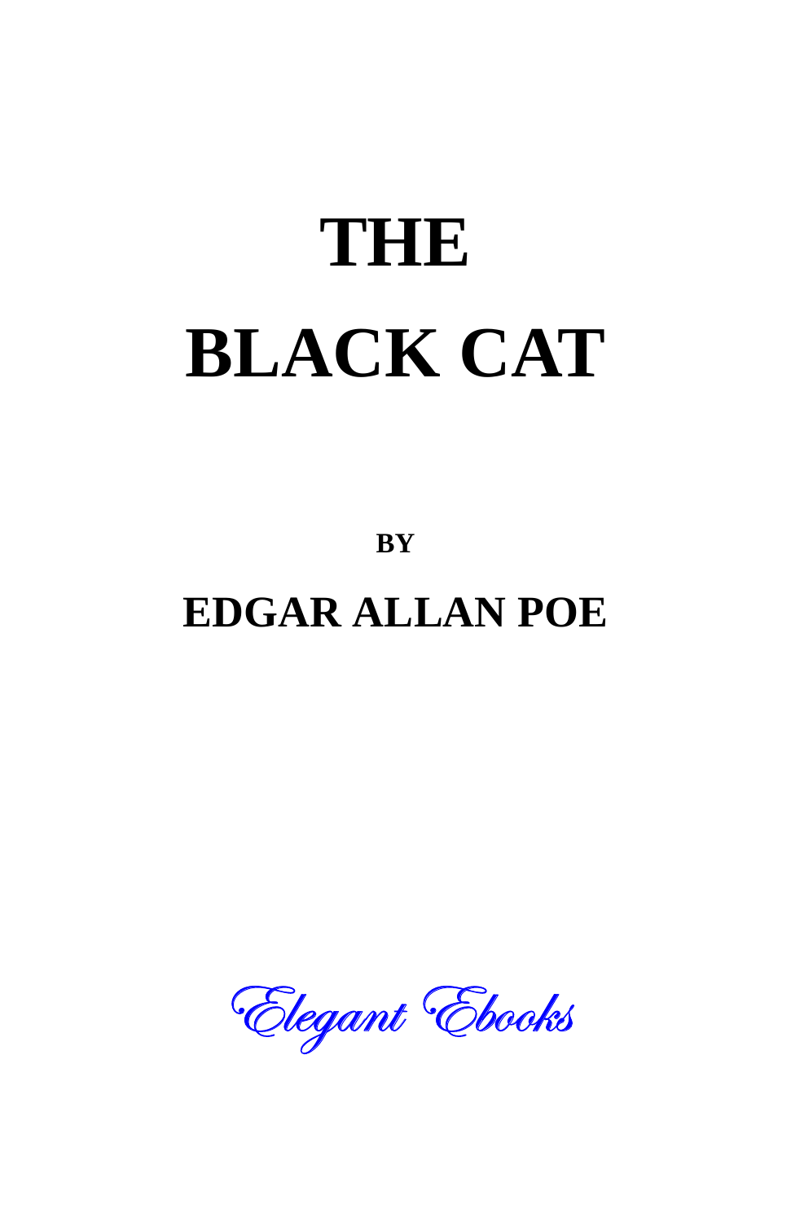# THE BLACK CAT

**BY**

## EDGAR ALLAN POE

*Elegant Ebooks*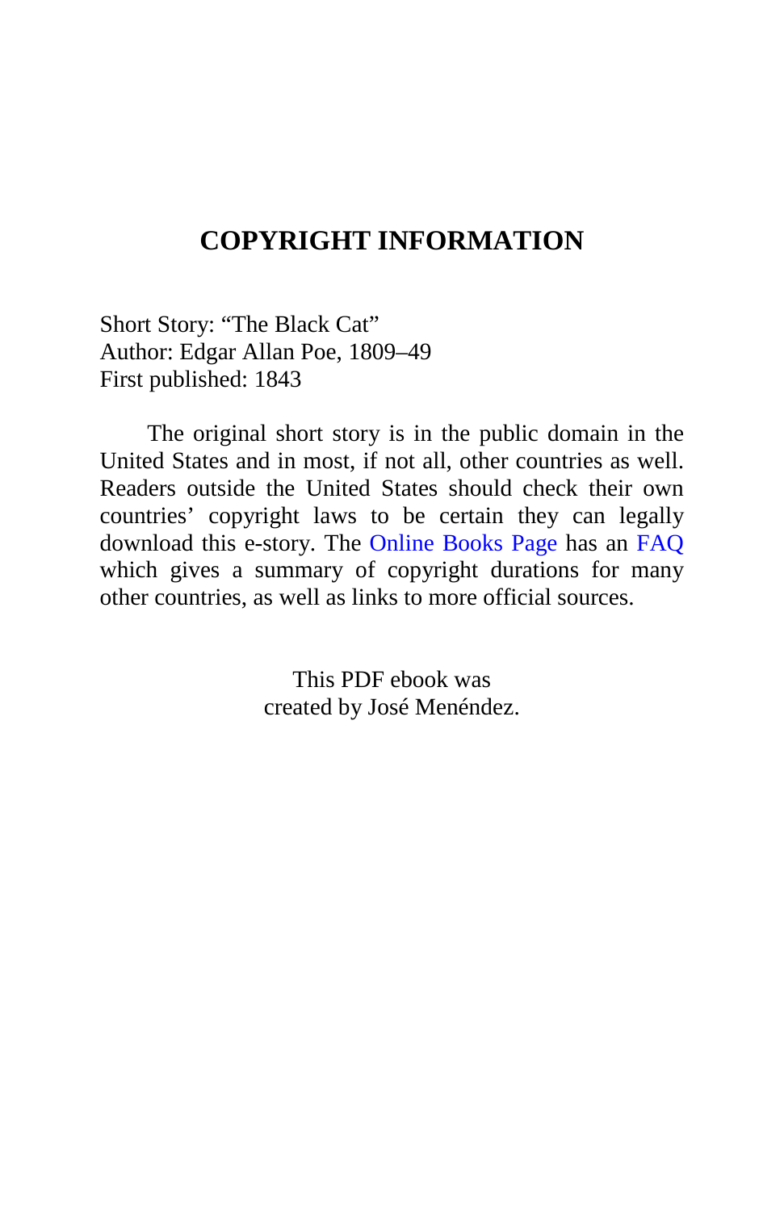# COPYRIGHT INFORMATION

Short Story: "The Black Cat"
Author: Edgar Allan Poe, 1809–49
First published: 1843

The original short story is in the public domain in the United States and in most, if not all, other countries as well. Readers outside the United States should check their own countries' copyright laws to be certain they can legally download this e-story. The Online Books Page has an FAQ which gives a summary of copyright durations for many other countries, as well as links to more official sources.

This PDF ebook was
created by José Menéndez.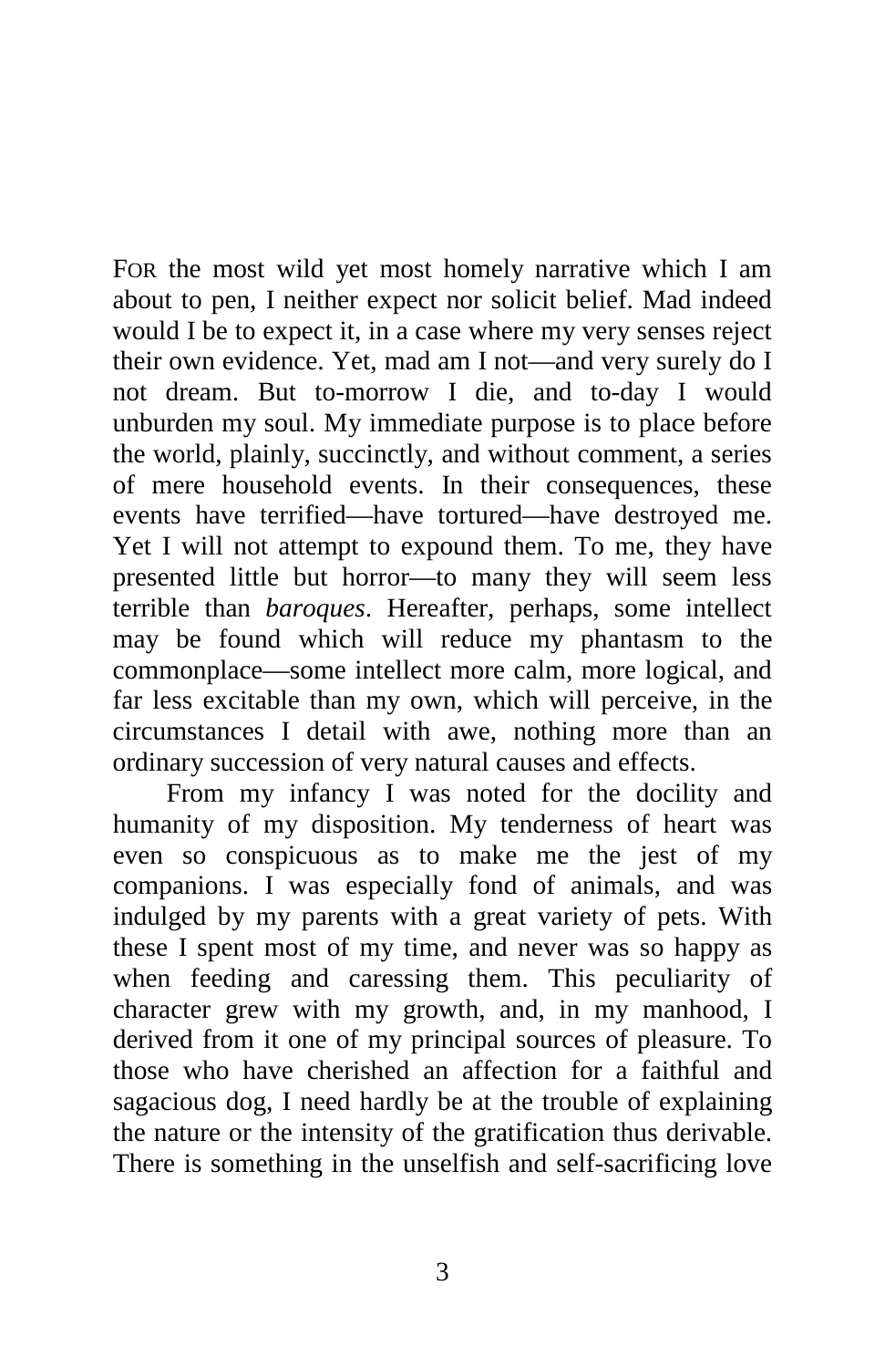FOR the most wild yet most homely narrative which I am about to pen, I neither expect nor solicit belief. Mad indeed would I be to expect it, in a case where my very senses reject their own evidence. Yet, mad am I not—and very surely do I not dream. But to-morrow I die, and to-day I would unburden my soul. My immediate purpose is to place before the world, plainly, succinctly, and without comment, a series of mere household events. In their consequences, these events have terrified—have tortured—have destroyed me. Yet I will not attempt to expound them. To me, they have presented little but horror—to many they will seem less terrible than *baroques*. Hereafter, perhaps, some intellect may be found which will reduce my phantasm to the commonplace—some intellect more calm, more logical, and far less excitable than my own, which will perceive, in the circumstances I detail with awe, nothing more than an ordinary succession of very natural causes and effects.

From my infancy I was noted for the docility and humanity of my disposition. My tenderness of heart was even so conspicuous as to make me the jest of my companions. I was especially fond of animals, and was indulged by my parents with a great variety of pets. With these I spent most of my time, and never was so happy as when feeding and caressing them. This peculiarity of character grew with my growth, and, in my manhood, I derived from it one of my principal sources of pleasure. To those who have cherished an affection for a faithful and sagacious dog, I need hardly be at the trouble of explaining the nature or the intensity of the gratification thus derivable. There is something in the unselfish and self-sacrificing love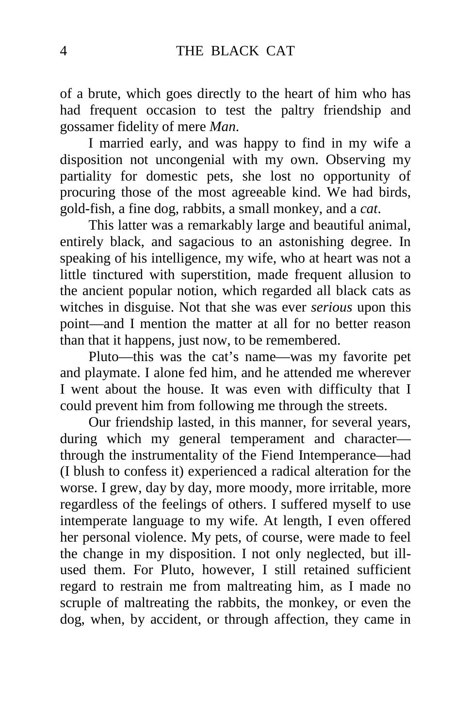of a brute, which goes directly to the heart of him who has had frequent occasion to test the paltry friendship and gossamer fidelity of mere *Man*.

I married early, and was happy to find in my wife a disposition not uncongenial with my own. Observing my partiality for domestic pets, she lost no opportunity of procuring those of the most agreeable kind. We had birds, gold-fish, a fine dog, rabbits, a small monkey, and a *cat*.

This latter was a remarkably large and beautiful animal, entirely black, and sagacious to an astonishing degree. In speaking of his intelligence, my wife, who at heart was not a little tinctured with superstition, made frequent allusion to the ancient popular notion, which regarded all black cats as witches in disguise. Not that she was ever *serious* upon this point—and I mention the matter at all for no better reason than that it happens, just now, to be remembered.

Pluto—this was the cat's name—was my favorite pet and playmate. I alone fed him, and he attended me wherever I went about the house. It was even with difficulty that I could prevent him from following me through the streets.

Our friendship lasted, in this manner, for several years, during which my general temperament and character—through the instrumentality of the Fiend Intemperance—had (I blush to confess it) experienced a radical alteration for the worse. I grew, day by day, more moody, more irritable, more regardless of the feelings of others. I suffered myself to use intemperate language to my wife. At length, I even offered her personal violence. My pets, of course, were made to feel the change in my disposition. I not only neglected, but ill-used them. For Pluto, however, I still retained sufficient regard to restrain me from maltreating him, as I made no scruple of maltreating the rabbits, the monkey, or even the dog, when, by accident, or through affection, they came in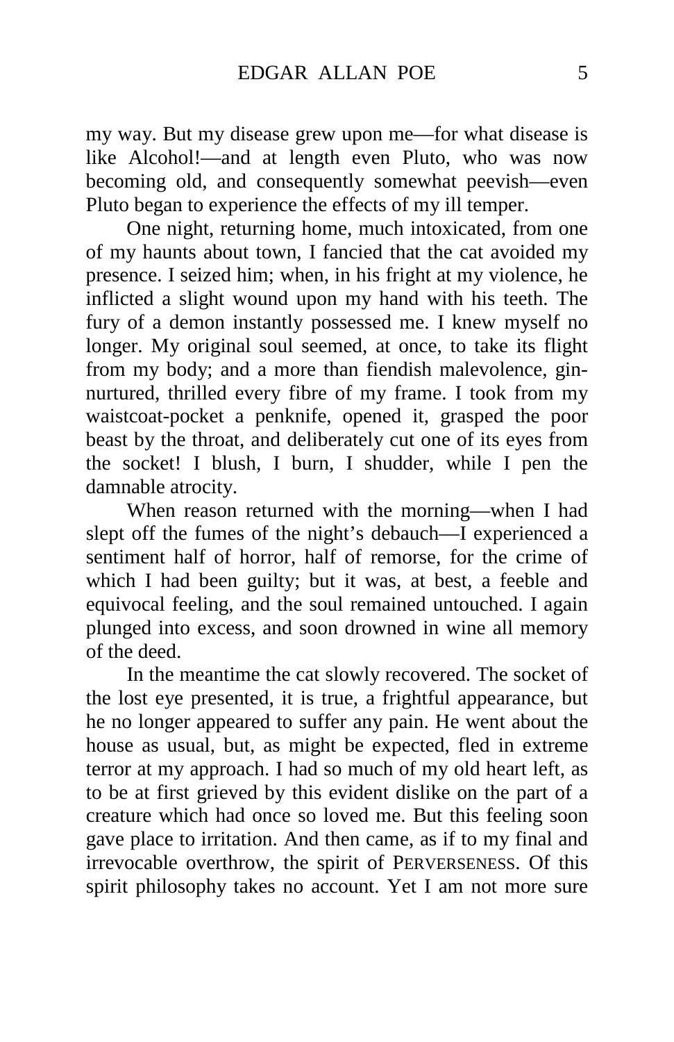my way. But my disease grew upon me—for what disease is like Alcohol!—and at length even Pluto, who was now becoming old, and consequently somewhat peevish—even Pluto began to experience the effects of my ill temper.

One night, returning home, much intoxicated, from one of my haunts about town, I fancied that the cat avoided my presence. I seized him; when, in his fright at my violence, he inflicted a slight wound upon my hand with his teeth. The fury of a demon instantly possessed me. I knew myself no longer. My original soul seemed, at once, to take its flight from my body; and a more than fiendish malevolence, gin-nurtured, thrilled every fibre of my frame. I took from my waistcoat-pocket a penknife, opened it, grasped the poor beast by the throat, and deliberately cut one of its eyes from the socket! I blush, I burn, I shudder, while I pen the damnable atrocity.

When reason returned with the morning—when I had slept off the fumes of the night's debauch—I experienced a sentiment half of horror, half of remorse, for the crime of which I had been guilty; but it was, at best, a feeble and equivocal feeling, and the soul remained untouched. I again plunged into excess, and soon drowned in wine all memory of the deed.

In the meantime the cat slowly recovered. The socket of the lost eye presented, it is true, a frightful appearance, but he no longer appeared to suffer any pain. He went about the house as usual, but, as might be expected, fled in extreme terror at my approach. I had so much of my old heart left, as to be at first grieved by this evident dislike on the part of a creature which had once so loved me. But this feeling soon gave place to irritation. And then came, as if to my final and irrevocable overthrow, the spirit of PERVERSENESS. Of this spirit philosophy takes no account. Yet I am not more sure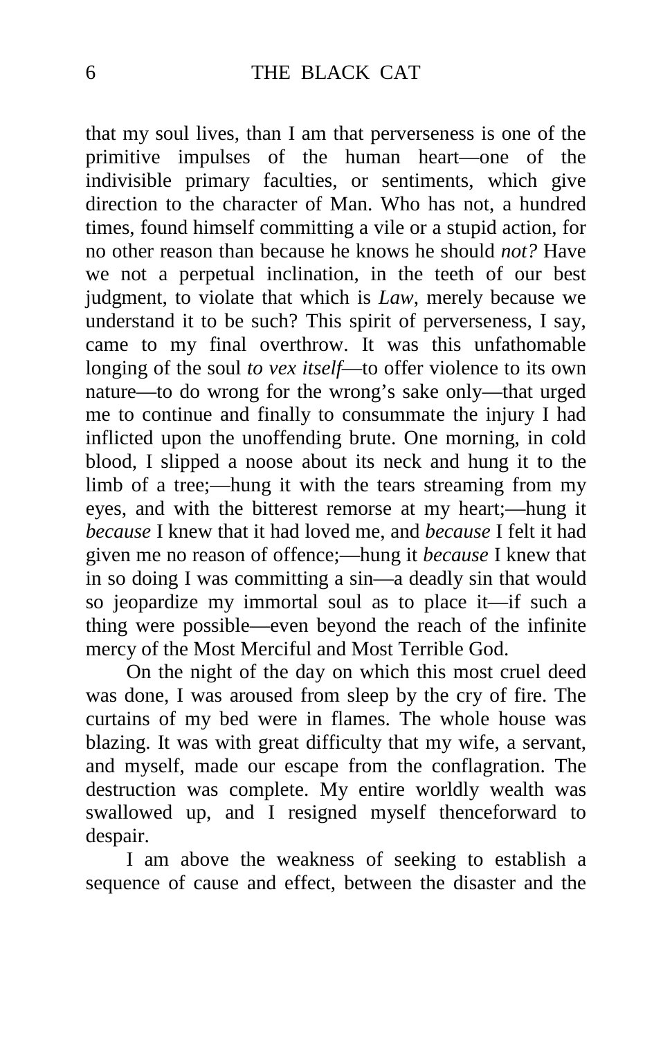that my soul lives, than I am that perverseness is one of the primitive impulses of the human heart—one of the indivisible primary faculties, or sentiments, which give direction to the character of Man. Who has not, a hundred times, found himself committing a vile or a stupid action, for no other reason than because he knows he should *not?* Have we not a perpetual inclination, in the teeth of our best judgment, to violate that which is *Law*, merely because we understand it to be such? This spirit of perverseness, I say, came to my final overthrow. It was this unfathomable longing of the soul *to vex itself*—to offer violence to its own nature—to do wrong for the wrong's sake only—that urged me to continue and finally to consummate the injury I had inflicted upon the unoffending brute. One morning, in cold blood, I slipped a noose about its neck and hung it to the limb of a tree;—hung it with the tears streaming from my eyes, and with the bitterest remorse at my heart;—hung it *because* I knew that it had loved me, and *because* I felt it had given me no reason of offence;—hung it *because* I knew that in so doing I was committing a sin—a deadly sin that would so jeopardize my immortal soul as to place it—if such a thing were possible—even beyond the reach of the infinite mercy of the Most Merciful and Most Terrible God.

On the night of the day on which this most cruel deed was done, I was aroused from sleep by the cry of fire. The curtains of my bed were in flames. The whole house was blazing. It was with great difficulty that my wife, a servant, and myself, made our escape from the conflagration. The destruction was complete. My entire worldly wealth was swallowed up, and I resigned myself thenceforward to despair.

I am above the weakness of seeking to establish a sequence of cause and effect, between the disaster and the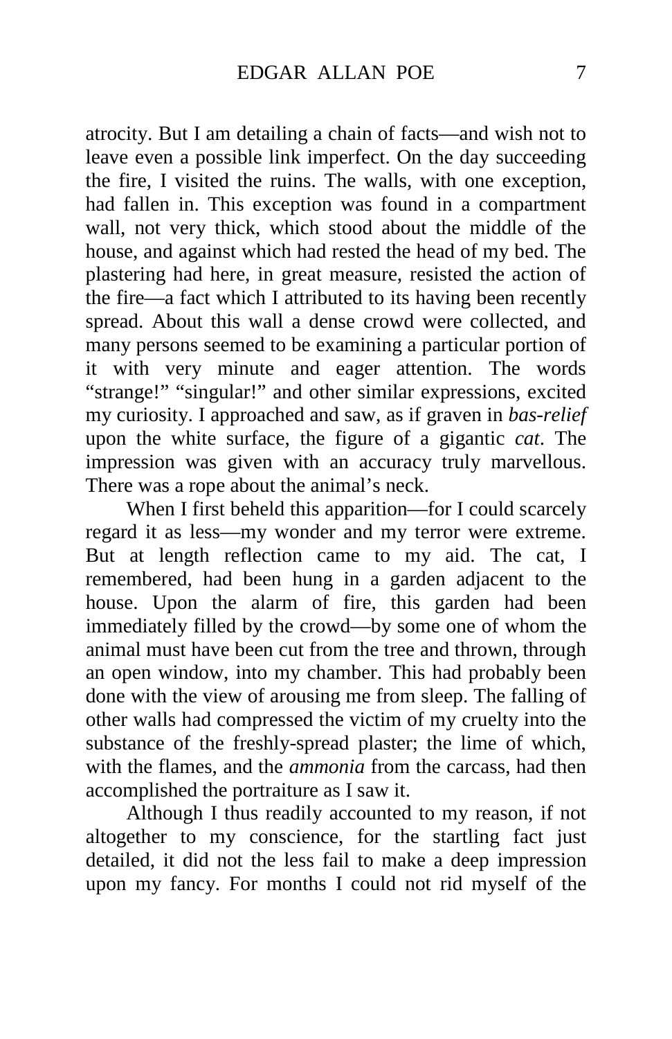atrocity. But I am detailing a chain of facts—and wish not to leave even a possible link imperfect. On the day succeeding the fire, I visited the ruins. The walls, with one exception, had fallen in. This exception was found in a compartment wall, not very thick, which stood about the middle of the house, and against which had rested the head of my bed. The plastering had here, in great measure, resisted the action of the fire—a fact which I attributed to its having been recently spread. About this wall a dense crowd were collected, and many persons seemed to be examining a particular portion of it with very minute and eager attention. The words "strange!" "singular!" and other similar expressions, excited my curiosity. I approached and saw, as if graven in *bas-relief* upon the white surface, the figure of a gigantic *cat*. The impression was given with an accuracy truly marvellous. There was a rope about the animal's neck.

When I first beheld this apparition—for I could scarcely regard it as less—my wonder and my terror were extreme. But at length reflection came to my aid. The cat, I remembered, had been hung in a garden adjacent to the house. Upon the alarm of fire, this garden had been immediately filled by the crowd—by some one of whom the animal must have been cut from the tree and thrown, through an open window, into my chamber. This had probably been done with the view of arousing me from sleep. The falling of other walls had compressed the victim of my cruelty into the substance of the freshly-spread plaster; the lime of which, with the flames, and the *ammonia* from the carcass, had then accomplished the portraiture as I saw it.

Although I thus readily accounted to my reason, if not altogether to my conscience, for the startling fact just detailed, it did not the less fail to make a deep impression upon my fancy. For months I could not rid myself of the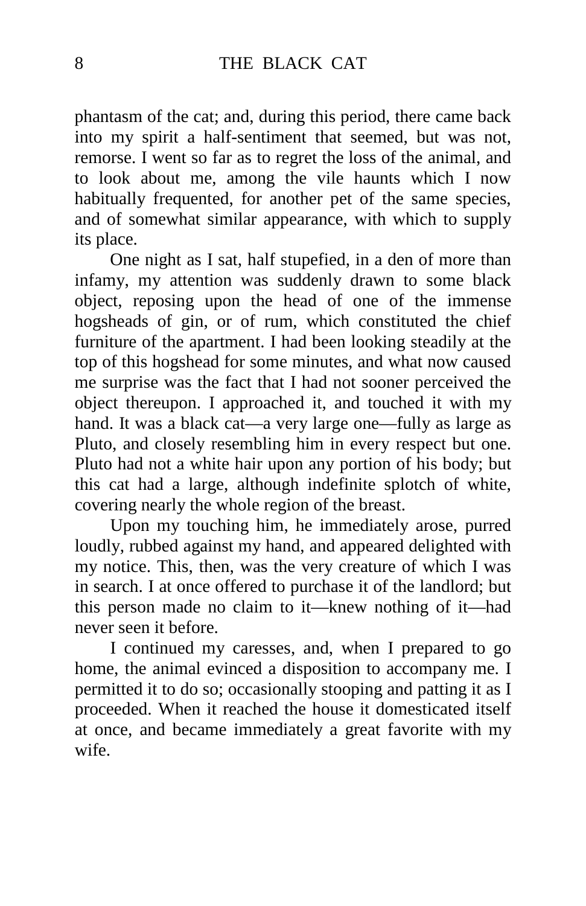phantasm of the cat; and, during this period, there came back into my spirit a half-sentiment that seemed, but was not, remorse. I went so far as to regret the loss of the animal, and to look about me, among the vile haunts which I now habitually frequented, for another pet of the same species, and of somewhat similar appearance, with which to supply its place.

One night as I sat, half stupefied, in a den of more than infamy, my attention was suddenly drawn to some black object, reposing upon the head of one of the immense hogsheads of gin, or of rum, which constituted the chief furniture of the apartment. I had been looking steadily at the top of this hogshead for some minutes, and what now caused me surprise was the fact that I had not sooner perceived the object thereupon. I approached it, and touched it with my hand. It was a black cat—a very large one—fully as large as Pluto, and closely resembling him in every respect but one. Pluto had not a white hair upon any portion of his body; but this cat had a large, although indefinite splotch of white, covering nearly the whole region of the breast.

Upon my touching him, he immediately arose, purred loudly, rubbed against my hand, and appeared delighted with my notice. This, then, was the very creature of which I was in search. I at once offered to purchase it of the landlord; but this person made no claim to it—knew nothing of it—had never seen it before.

I continued my caresses, and, when I prepared to go home, the animal evinced a disposition to accompany me. I permitted it to do so; occasionally stooping and patting it as I proceeded. When it reached the house it domesticated itself at once, and became immediately a great favorite with my wife.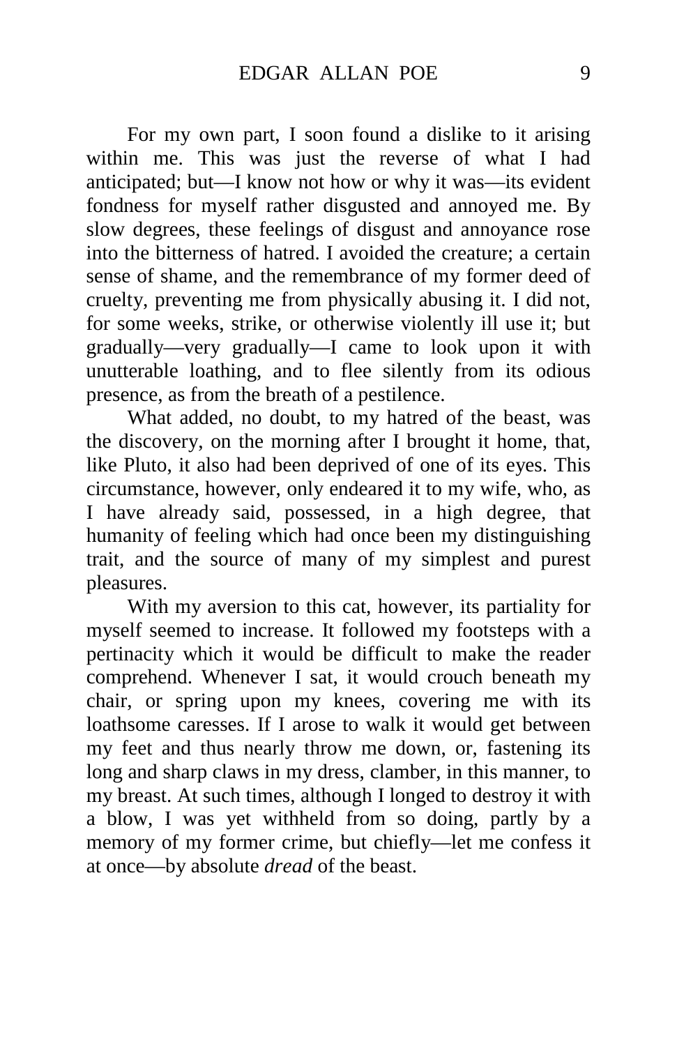For my own part, I soon found a dislike to it arising within me. This was just the reverse of what I had anticipated; but—I know not how or why it was—its evident fondness for myself rather disgusted and annoyed me. By slow degrees, these feelings of disgust and annoyance rose into the bitterness of hatred. I avoided the creature; a certain sense of shame, and the remembrance of my former deed of cruelty, preventing me from physically abusing it. I did not, for some weeks, strike, or otherwise violently ill use it; but gradually—very gradually—I came to look upon it with unutterable loathing, and to flee silently from its odious presence, as from the breath of a pestilence.

What added, no doubt, to my hatred of the beast, was the discovery, on the morning after I brought it home, that, like Pluto, it also had been deprived of one of its eyes. This circumstance, however, only endeared it to my wife, who, as I have already said, possessed, in a high degree, that humanity of feeling which had once been my distinguishing trait, and the source of many of my simplest and purest pleasures.

With my aversion to this cat, however, its partiality for myself seemed to increase. It followed my footsteps with a pertinacity which it would be difficult to make the reader comprehend. Whenever I sat, it would crouch beneath my chair, or spring upon my knees, covering me with its loathsome caresses. If I arose to walk it would get between my feet and thus nearly throw me down, or, fastening its long and sharp claws in my dress, clamber, in this manner, to my breast. At such times, although I longed to destroy it with a blow, I was yet withheld from so doing, partly by a memory of my former crime, but chiefly—let me confess it at once—by absolute *dread* of the beast.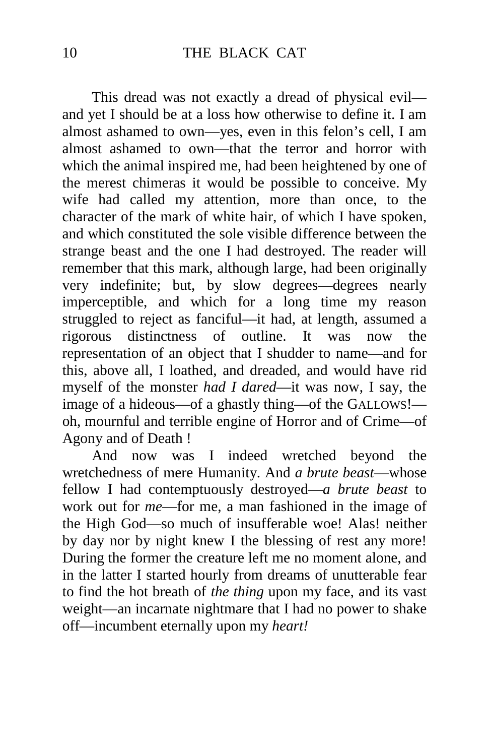This dread was not exactly a dread of physical evil—and yet I should be at a loss how otherwise to define it. I am almost ashamed to own—yes, even in this felon's cell, I am almost ashamed to own—that the terror and horror with which the animal inspired me, had been heightened by one of the merest chimeras it would be possible to conceive. My wife had called my attention, more than once, to the character of the mark of white hair, of which I have spoken, and which constituted the sole visible difference between the strange beast and the one I had destroyed. The reader will remember that this mark, although large, had been originally very indefinite; but, by slow degrees—degrees nearly imperceptible, and which for a long time my reason struggled to reject as fanciful—it had, at length, assumed a rigorous distinctness of outline. It was now the representation of an object that I shudder to name—and for this, above all, I loathed, and dreaded, and would have rid myself of the monster *had I dared*—it was now, I say, the image of a hideous—of a ghastly thing—of the GALLOWS!—oh, mournful and terrible engine of Horror and of Crime—of Agony and of Death !

And now was I indeed wretched beyond the wretchedness of mere Humanity. And *a brute beast*—whose fellow I had contemptuously destroyed—*a brute beast* to work out for *me*—for me, a man fashioned in the image of the High God—so much of insufferable woe! Alas! neither by day nor by night knew I the blessing of rest any more! During the former the creature left me no moment alone, and in the latter I started hourly from dreams of unutterable fear to find the hot breath of *the thing* upon my face, and its vast weight—an incarnate nightmare that I had no power to shake off—incumbent eternally upon my *heart!*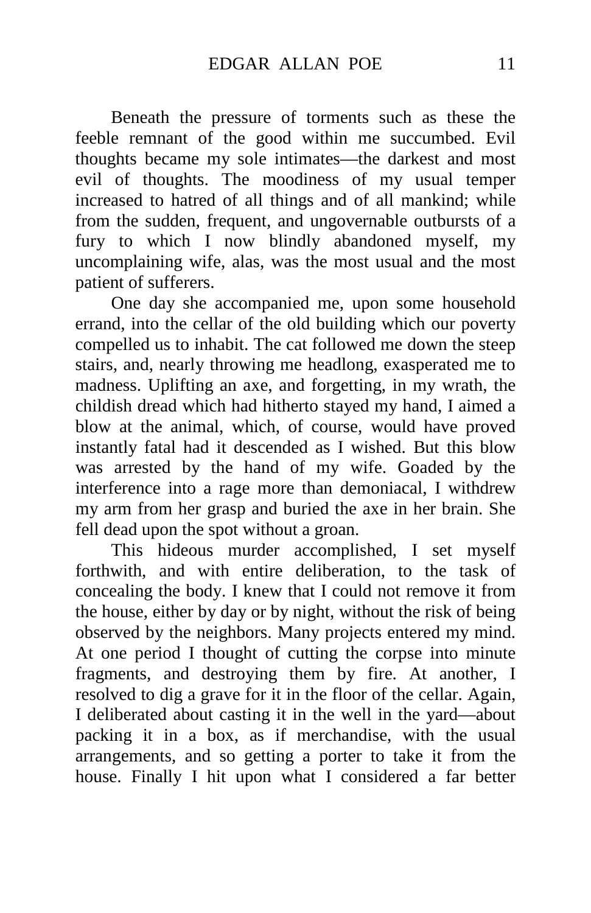Beneath the pressure of torments such as these the feeble remnant of the good within me succumbed. Evil thoughts became my sole intimates—the darkest and most evil of thoughts. The moodiness of my usual temper increased to hatred of all things and of all mankind; while from the sudden, frequent, and ungovernable outbursts of a fury to which I now blindly abandoned myself, my uncomplaining wife, alas, was the most usual and the most patient of sufferers.

One day she accompanied me, upon some household errand, into the cellar of the old building which our poverty compelled us to inhabit. The cat followed me down the steep stairs, and, nearly throwing me headlong, exasperated me to madness. Uplifting an axe, and forgetting, in my wrath, the childish dread which had hitherto stayed my hand, I aimed a blow at the animal, which, of course, would have proved instantly fatal had it descended as I wished. But this blow was arrested by the hand of my wife. Goaded by the interference into a rage more than demoniacal, I withdrew my arm from her grasp and buried the axe in her brain. She fell dead upon the spot without a groan.

This hideous murder accomplished, I set myself forthwith, and with entire deliberation, to the task of concealing the body. I knew that I could not remove it from the house, either by day or by night, without the risk of being observed by the neighbors. Many projects entered my mind. At one period I thought of cutting the corpse into minute fragments, and destroying them by fire. At another, I resolved to dig a grave for it in the floor of the cellar. Again, I deliberated about casting it in the well in the yard—about packing it in a box, as if merchandise, with the usual arrangements, and so getting a porter to take it from the house. Finally I hit upon what I considered a far better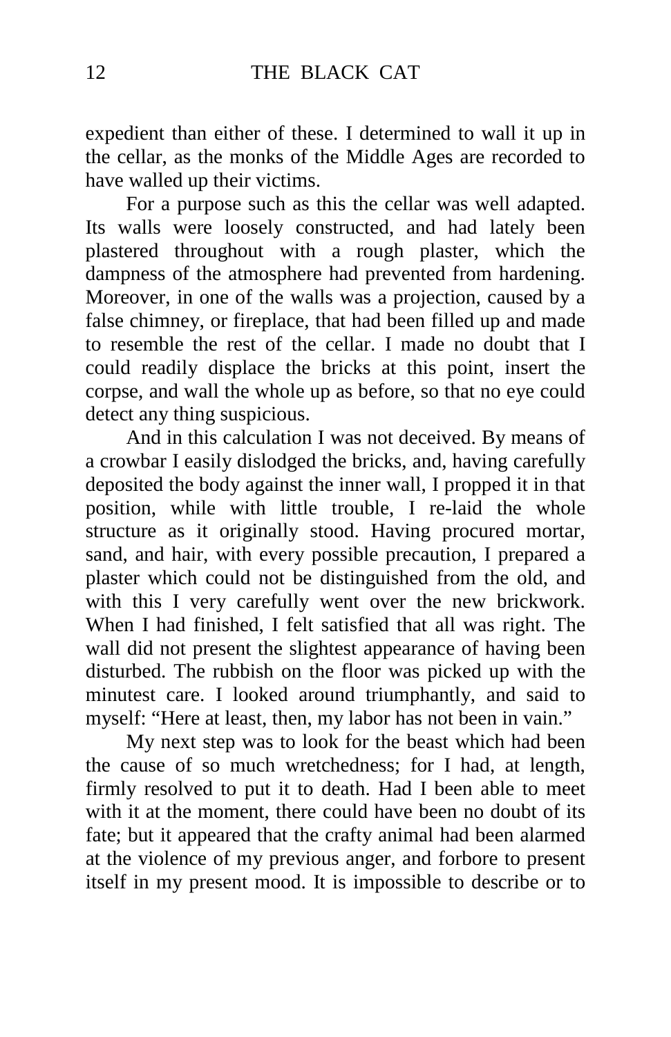expedient than either of these. I determined to wall it up in the cellar, as the monks of the Middle Ages are recorded to have walled up their victims.

For a purpose such as this the cellar was well adapted. Its walls were loosely constructed, and had lately been plastered throughout with a rough plaster, which the dampness of the atmosphere had prevented from hardening. Moreover, in one of the walls was a projection, caused by a false chimney, or fireplace, that had been filled up and made to resemble the rest of the cellar. I made no doubt that I could readily displace the bricks at this point, insert the corpse, and wall the whole up as before, so that no eye could detect any thing suspicious.

And in this calculation I was not deceived. By means of a crowbar I easily dislodged the bricks, and, having carefully deposited the body against the inner wall, I propped it in that position, while with little trouble, I re-laid the whole structure as it originally stood. Having procured mortar, sand, and hair, with every possible precaution, I prepared a plaster which could not be distinguished from the old, and with this I very carefully went over the new brickwork. When I had finished, I felt satisfied that all was right. The wall did not present the slightest appearance of having been disturbed. The rubbish on the floor was picked up with the minutest care. I looked around triumphantly, and said to myself: “Here at least, then, my labor has not been in vain.”

My next step was to look for the beast which had been the cause of so much wretchedness; for I had, at length, firmly resolved to put it to death. Had I been able to meet with it at the moment, there could have been no doubt of its fate; but it appeared that the crafty animal had been alarmed at the violence of my previous anger, and forbore to present itself in my present mood. It is impossible to describe or to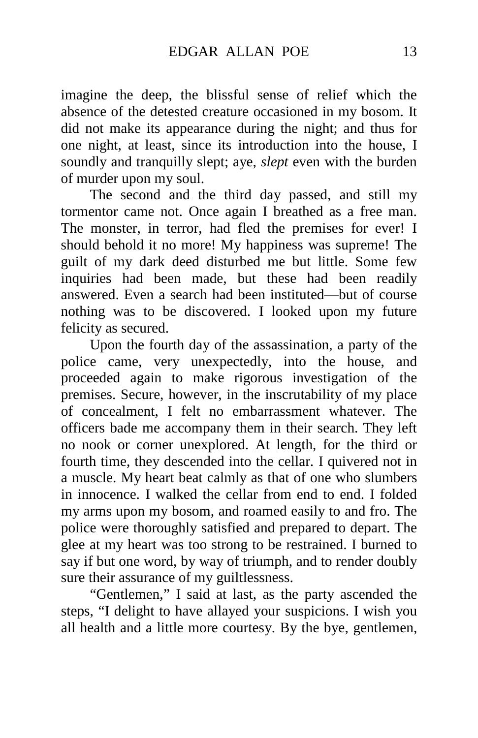imagine the deep, the blissful sense of relief which the absence of the detested creature occasioned in my bosom. It did not make its appearance during the night; and thus for one night, at least, since its introduction into the house, I soundly and tranquilly slept; aye, *slept* even with the burden of murder upon my soul.

The second and the third day passed, and still my tormentor came not. Once again I breathed as a free man. The monster, in terror, had fled the premises for ever! I should behold it no more! My happiness was supreme! The guilt of my dark deed disturbed me but little. Some few inquiries had been made, but these had been readily answered. Even a search had been instituted—but of course nothing was to be discovered. I looked upon my future felicity as secured.

Upon the fourth day of the assassination, a party of the police came, very unexpectedly, into the house, and proceeded again to make rigorous investigation of the premises. Secure, however, in the inscrutability of my place of concealment, I felt no embarrassment whatever. The officers bade me accompany them in their search. They left no nook or corner unexplored. At length, for the third or fourth time, they descended into the cellar. I quivered not in a muscle. My heart beat calmly as that of one who slumbers in innocence. I walked the cellar from end to end. I folded my arms upon my bosom, and roamed easily to and fro. The police were thoroughly satisfied and prepared to depart. The glee at my heart was too strong to be restrained. I burned to say if but one word, by way of triumph, and to render doubly sure their assurance of my guiltlessness.

"Gentlemen," I said at last, as the party ascended the steps, "I delight to have allayed your suspicions. I wish you all health and a little more courtesy. By the bye, gentlemen,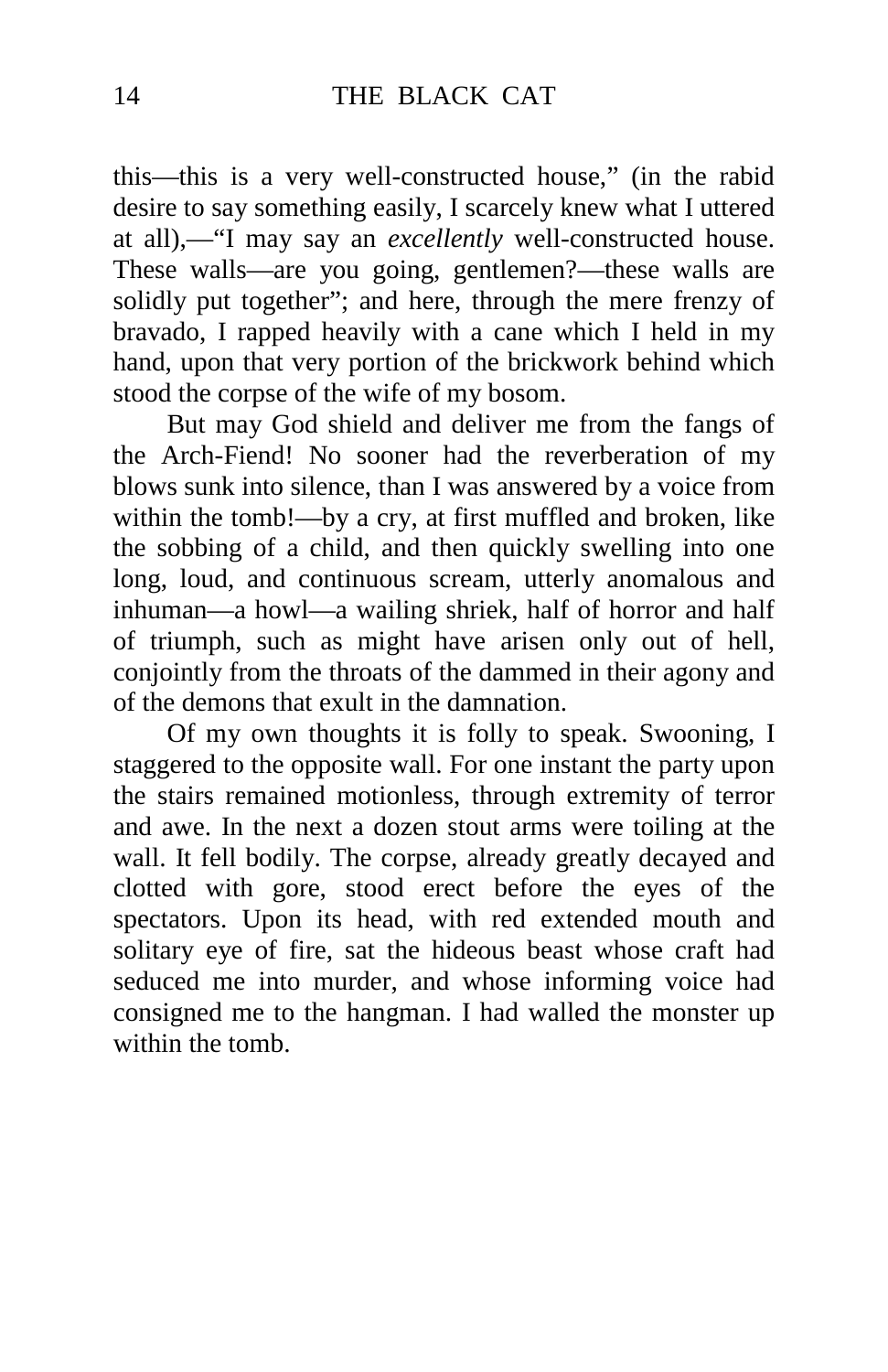this—this is a very well-constructed house," (in the rabid desire to say something easily, I scarcely knew what I uttered at all),—"I may say an *excellently* well-constructed house. These walls—are you going, gentlemen?—these walls are solidly put together"; and here, through the mere frenzy of bravado, I rapped heavily with a cane which I held in my hand, upon that very portion of the brickwork behind which stood the corpse of the wife of my bosom.

But may God shield and deliver me from the fangs of the Arch-Fiend! No sooner had the reverberation of my blows sunk into silence, than I was answered by a voice from within the tomb!—by a cry, at first muffled and broken, like the sobbing of a child, and then quickly swelling into one long, loud, and continuous scream, utterly anomalous and inhuman—a howl—a wailing shriek, half of horror and half of triumph, such as might have arisen only out of hell, conjointly from the throats of the dammed in their agony and of the demons that exult in the damnation.

Of my own thoughts it is folly to speak. Swooning, I staggered to the opposite wall. For one instant the party upon the stairs remained motionless, through extremity of terror and awe. In the next a dozen stout arms were toiling at the wall. It fell bodily. The corpse, already greatly decayed and clotted with gore, stood erect before the eyes of the spectators. Upon its head, with red extended mouth and solitary eye of fire, sat the hideous beast whose craft had seduced me into murder, and whose informing voice had consigned me to the hangman. I had walled the monster up within the tomb.